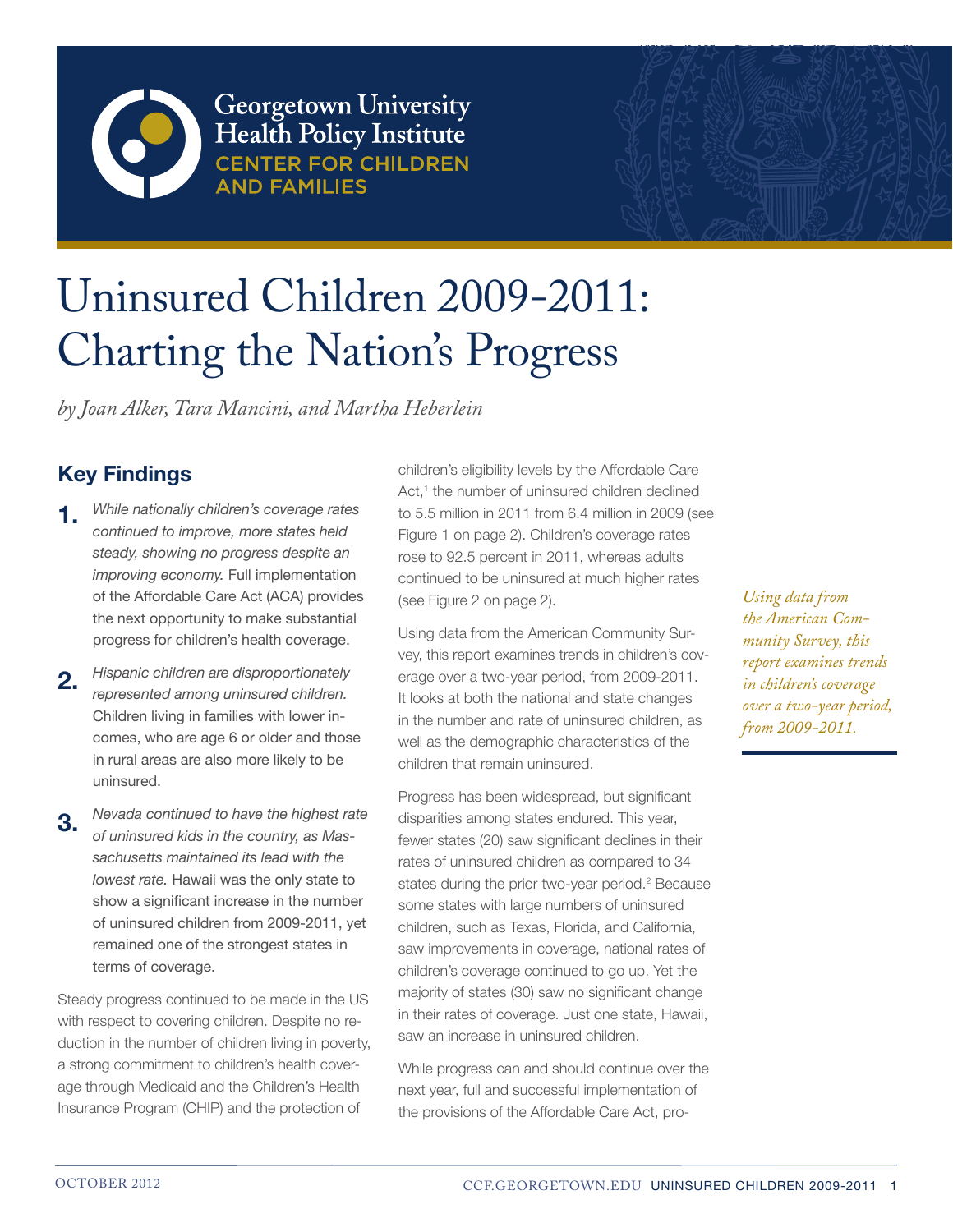Georgetown University Health Policy Institute
CENTER FOR CHILDREN AND FAMILIES

# Uninsured Children 2009-2011: Charting the Nation's Progress

*by Joan Alker, Tara Mancini, and Martha Heberlein*

## Key Findings

1. *While nationally children's coverage rates continued to improve, more states held steady, showing no progress despite an improving economy.* Full implementation of the Affordable Care Act (ACA) provides the next opportunity to make substantial progress for children's health coverage.

2. *Hispanic children are disproportionately represented among uninsured children.* Children living in families with lower incomes, who are age 6 or older and those in rural areas are also more likely to be uninsured.

3. *Nevada continued to have the highest rate of uninsured kids in the country, as Massachusetts maintained its lead with the lowest rate.* Hawaii was the only state to show a significant increase in the number of uninsured children from 2009-2011, yet remained one of the strongest states in terms of coverage.

Steady progress continued to be made in the US with respect to covering children. Despite no reduction in the number of children living in poverty, a strong commitment to children's health coverage through Medicaid and the Children's Health Insurance Program (CHIP) and the protection of children's eligibility levels by the Affordable Care Act,[1] the number of uninsured children declined to 5.5 million in 2011 from 6.4 million in 2009 (see Figure 1 on page 2). Children's coverage rates rose to 92.5 percent in 2011, whereas adults continued to be uninsured at much higher rates (see Figure 2 on page 2).

Using data from the American Community Survey, this report examines trends in children's coverage over a two-year period, from 2009-2011. It looks at both the national and state changes in the number and rate of uninsured children, as well as the demographic characteristics of the children that remain uninsured.

*Using data from the American Community Survey, this report examines trends in children's coverage over a two-year period, from 2009-2011.*

Progress has been widespread, but significant disparities among states endured. This year, fewer states (20) saw significant declines in their rates of uninsured children as compared to 34 states during the prior two-year period.[2] Because some states with large numbers of uninsured children, such as Texas, Florida, and California, saw improvements in coverage, national rates of children's coverage continued to go up. Yet the majority of states (30) saw no significant change in their rates of coverage. Just one state, Hawaii, saw an increase in uninsured children.

While progress can and should continue over the next year, full and successful implementation of the provisions of the Affordable Care Act, pro-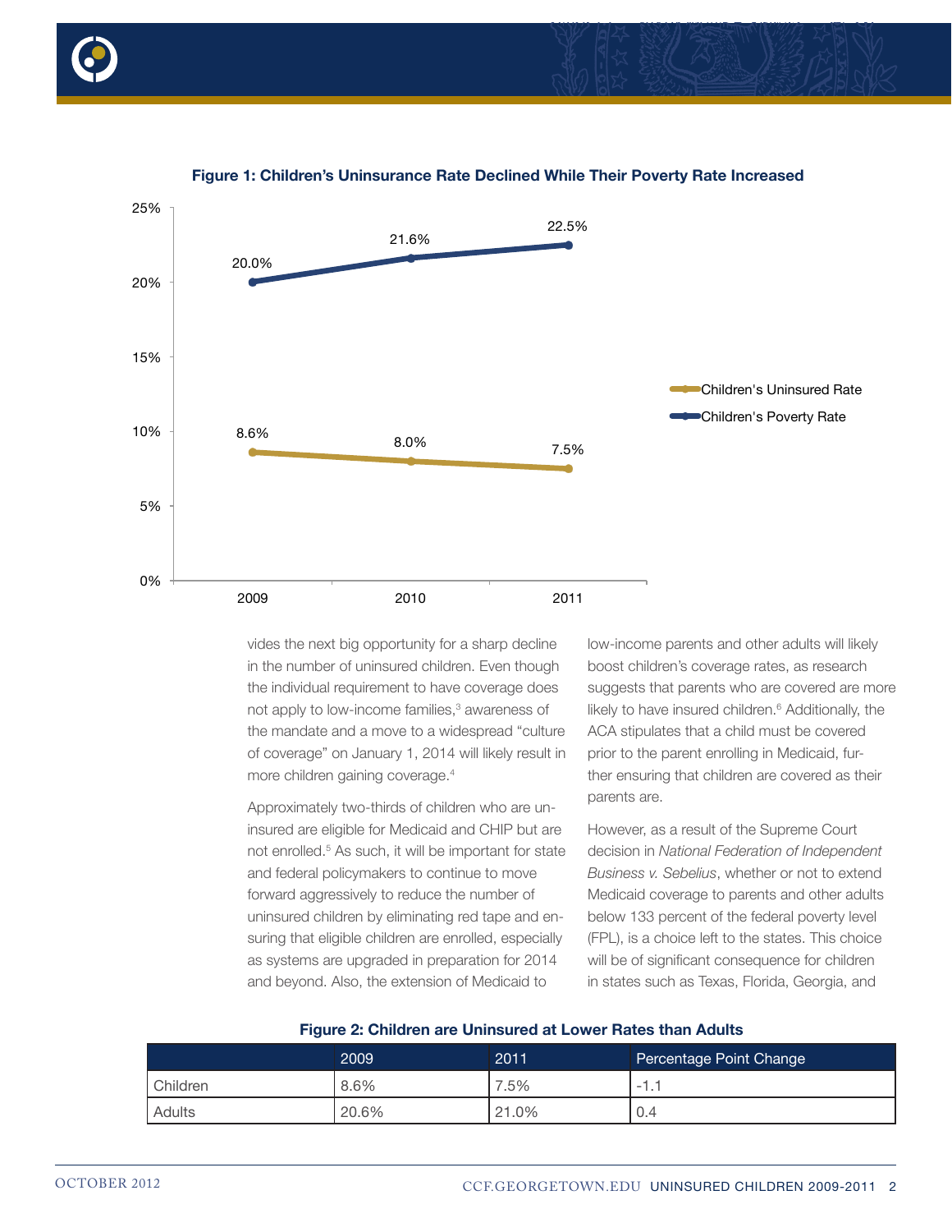**Figure 1: Children's Uninsurance Rate Declined While Their Poverty Rate Increased**

| | 2009 | 2010 | 2011 |
|---|---|---|---|
| Children's Uninsured Rate | 8.6% | 8.0% | 7.5% |
| Children's Poverty Rate | 20.0% | 21.6% | 22.5% |

vides the next big opportunity for a sharp decline in the number of uninsured children. Even though the individual requirement to have coverage does not apply to low-income families,[3] awareness of the mandate and a move to a widespread "culture of coverage" on January 1, 2014 will likely result in more children gaining coverage.[4]

Approximately two-thirds of children who are uninsured are eligible for Medicaid and CHIP but are not enrolled.[5] As such, it will be important for state and federal policymakers to continue to move forward aggressively to reduce the number of uninsured children by eliminating red tape and ensuring that eligible children are enrolled, especially as systems are upgraded in preparation for 2014 and beyond. Also, the extension of Medicaid to low-income parents and other adults will likely boost children's coverage rates, as research suggests that parents who are covered are more likely to have insured children.[6] Additionally, the ACA stipulates that a child must be covered prior to the parent enrolling in Medicaid, further ensuring that children are covered as their parents are.

However, as a result of the Supreme Court decision in *National Federation of Independent Business v. Sebelius*, whether or not to extend Medicaid coverage to parents and other adults below 133 percent of the federal poverty level (FPL), is a choice left to the states. This choice will be of significant consequence for children in states such as Texas, Florida, Georgia, and

**Figure 2: Children are Uninsured at Lower Rates than Adults**

| | 2009 | 2011 | Percentage Point Change |
|---|---|---|---|
| Children | 8.6% | 7.5% | -1.1 |
| Adults | 20.6% | 21.0% | 0.4 |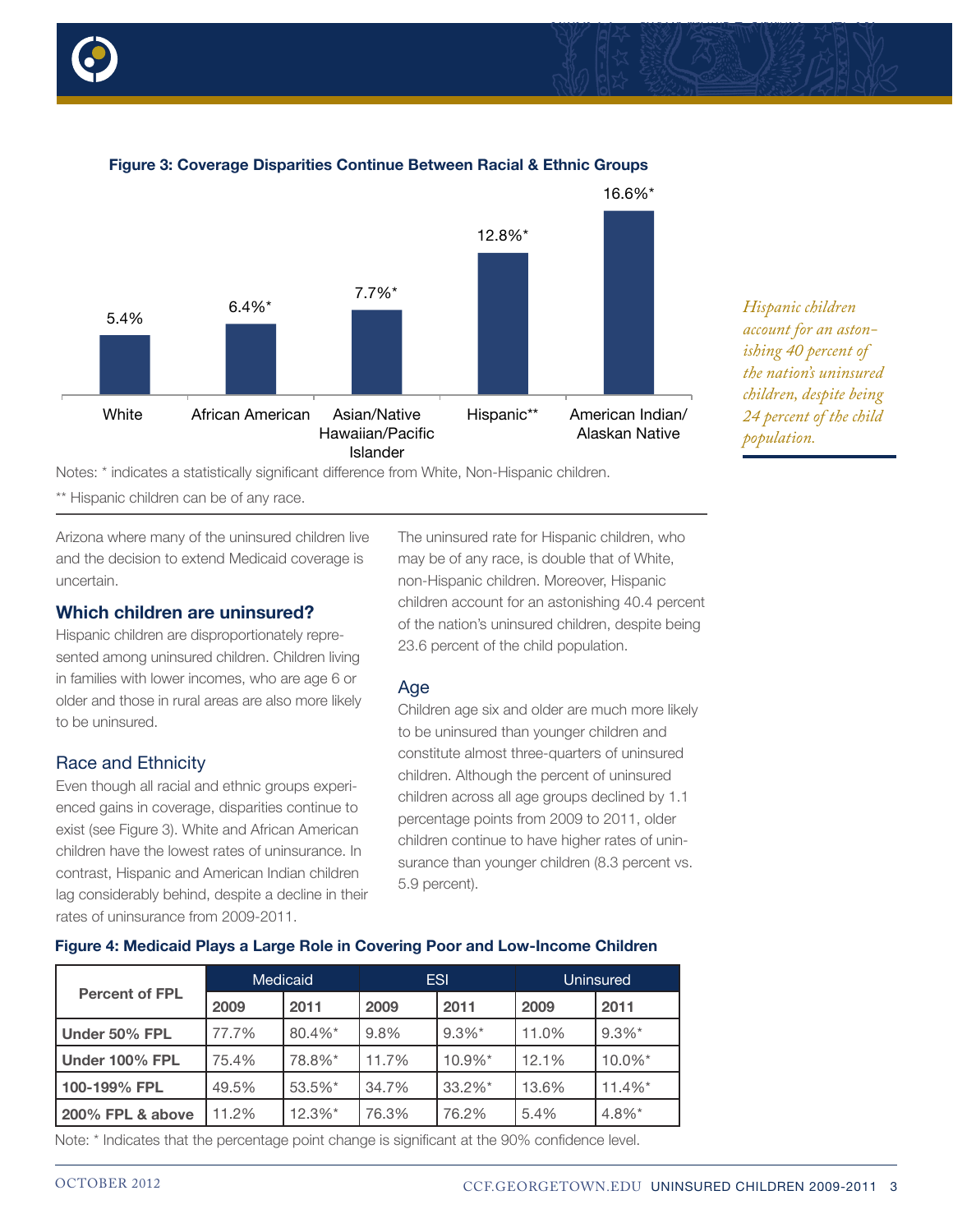**Figure 3: Coverage Disparities Continue Between Racial & Ethnic Groups**

| Group | Uninsured Rate |
|---|---|
| White | 5.4% |
| African American | 6.4%* |
| Asian/Native Hawaiian/Pacific Islander | 7.7%* |
| Hispanic** | 12.8%* |
| American Indian/ Alaskan Native | 16.6%* |

Notes: * indicates a statistically significant difference from White, Non-Hispanic children.

** Hispanic children can be of any race.

*Hispanic children account for an astonishing 40 percent of the nation's uninsured children, despite being 24 percent of the child population.*

Arizona where many of the uninsured children live and the decision to extend Medicaid coverage is uncertain.

## Which children are uninsured?

Hispanic children are disproportionately represented among uninsured children. Children living in families with lower incomes, who are age 6 or older and those in rural areas are also more likely to be uninsured.

### Race and Ethnicity

Even though all racial and ethnic groups experienced gains in coverage, disparities continue to exist (see Figure 3). White and African American children have the lowest rates of uninsurance. In contrast, Hispanic and American Indian children lag considerably behind, despite a decline in their rates of uninsurance from 2009-2011.

The uninsured rate for Hispanic children, who may be of any race, is double that of White, non-Hispanic children. Moreover, Hispanic children account for an astonishing 40.4 percent of the nation's uninsured children, despite being 23.6 percent of the child population.

### Age

Children age six and older are much more likely to be uninsured than younger children and constitute almost three-quarters of uninsured children. Although the percent of uninsured children across all age groups declined by 1.1 percentage points from 2009 to 2011, older children continue to have higher rates of uninsurance than younger children (8.3 percent vs. 5.9 percent).

**Figure 4: Medicaid Plays a Large Role in Covering Poor and Low-Income Children**

| Percent of FPL | Medicaid | | ESI | | Uninsured | |
|---|---|---|---|---|---|---|
| | 2009 | 2011 | 2009 | 2011 | 2009 | 2011 |
| **Under 50% FPL** | 77.7% | 80.4%* | 9.8% | 9.3%* | 11.0% | 9.3%* |
| **Under 100% FPL** | 75.4% | 78.8%* | 11.7% | 10.9%* | 12.1% | 10.0%* |
| **100-199% FPL** | 49.5% | 53.5%* | 34.7% | 33.2%* | 13.6% | 11.4%* |
| **200% FPL & above** | 11.2% | 12.3%* | 76.3% | 76.2% | 5.4% | 4.8%* |

Note: * Indicates that the percentage point change is significant at the 90% confidence level.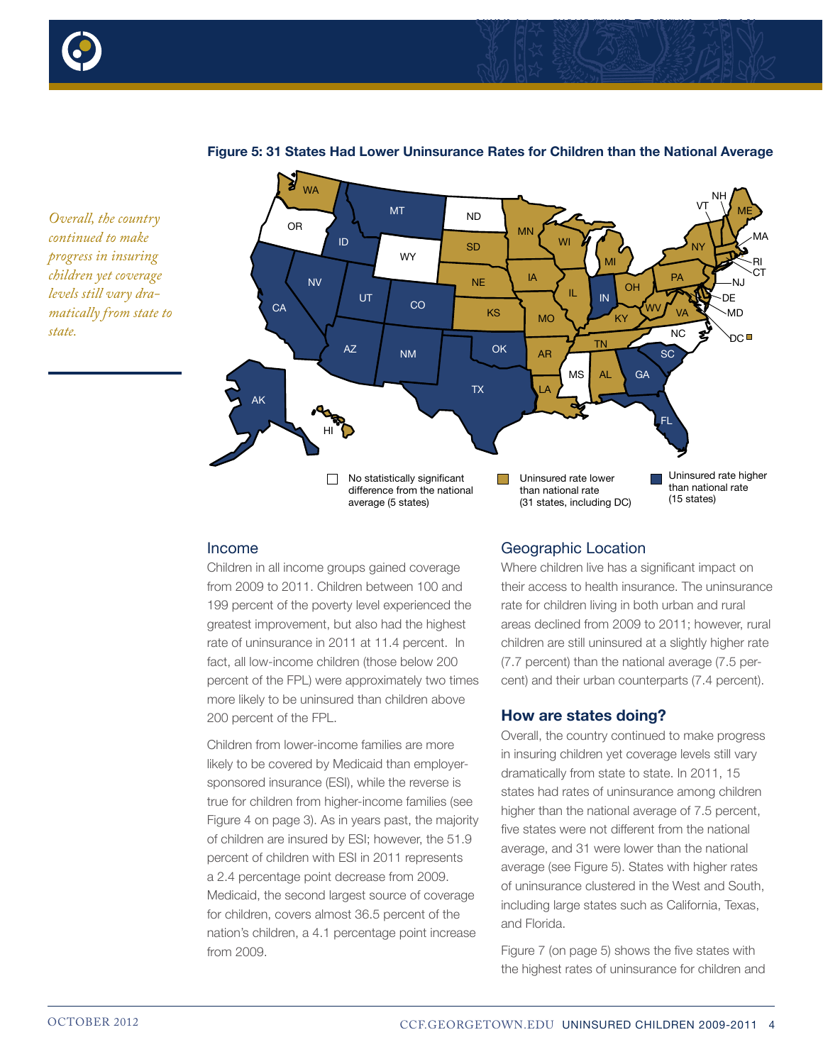*Overall, the country continued to make progress in insuring children yet coverage levels still vary dramatically from state to state.*

**Figure 5: 31 States Had Lower Uninsurance Rates for Children than the National Average**

No statistically significant difference from the national average (5 states)

Uninsured rate lower than national rate (31 states, including DC)

Uninsured rate higher than national rate (15 states)

## Income

Children in all income groups gained coverage from 2009 to 2011. Children between 100 and 199 percent of the poverty level experienced the greatest improvement, but also had the highest rate of uninsurance in 2011 at 11.4 percent. In fact, all low-income children (those below 200 percent of the FPL) were approximately two times more likely to be uninsured than children above 200 percent of the FPL.

Children from lower-income families are more likely to be covered by Medicaid than employer-sponsored insurance (ESI), while the reverse is true for children from higher-income families (see Figure 4 on page 3). As in years past, the majority of children are insured by ESI; however, the 51.9 percent of children with ESI in 2011 represents a 2.4 percentage point decrease from 2009. Medicaid, the second largest source of coverage for children, covers almost 36.5 percent of the nation's children, a 4.1 percentage point increase from 2009.

## Geographic Location

Where children live has a significant impact on their access to health insurance. The uninsurance rate for children living in both urban and rural areas declined from 2009 to 2011; however, rural children are still uninsured at a slightly higher rate (7.7 percent) than the national average (7.5 percent) and their urban counterparts (7.4 percent).

## How are states doing?

Overall, the country continued to make progress in insuring children yet coverage levels still vary dramatically from state to state. In 2011, 15 states had rates of uninsurance among children higher than the national average of 7.5 percent, five states were not different from the national average, and 31 were lower than the national average (see Figure 5). States with higher rates of uninsurance clustered in the West and South, including large states such as California, Texas, and Florida.

Figure 7 (on page 5) shows the five states with the highest rates of uninsurance for children and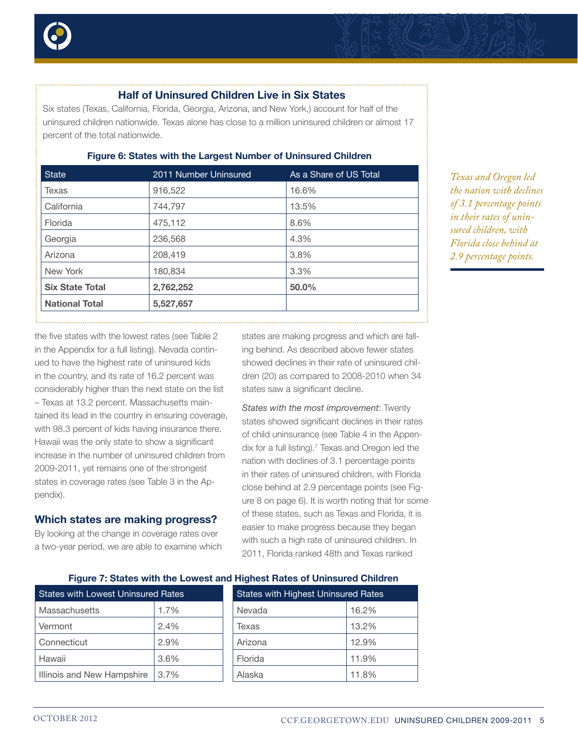## Half of Uninsured Children Live in Six States

Six states (Texas, California, Florida, Georgia, Arizona, and New York,) account for half of the uninsured children nationwide. Texas alone has close to a million uninsured children or almost 17 percent of the total nationwide.

**Figure 6: States with the Largest Number of Uninsured Children**

| State | 2011 Number Uninsured | As a Share of US Total |
|---|---|---|
| Texas | 916,522 | 16.6% |
| California | 744,797 | 13.5% |
| Florida | 475,112 | 8.6% |
| Georgia | 236,568 | 4.3% |
| Arizona | 208,419 | 3.8% |
| New York | 180,834 | 3.3% |
| **Six State Total** | **2,762,252** | **50.0%** |
| **National Total** | **5,527,657** | |

*Texas and Oregon led the nation with declines of 3.1 percentage points in their rates of uninsured children, with Florida close behind at 2.9 percentage points.*

the five states with the lowest rates (see Table 2 in the Appendix for a full listing). Nevada continued to have the highest rate of uninsured kids in the country, and its rate of 16.2 percent was considerably higher than the next state on the list – Texas at 13.2 percent. Massachusetts maintained its lead in the country in ensuring coverage, with 98.3 percent of kids having insurance there. Hawaii was the only state to show a significant increase in the number of uninsured children from 2009-2011, yet remains one of the strongest states in coverage rates (see Table 3 in the Appendix).

### Which states are making progress?

By looking at the change in coverage rates over a two-year period, we are able to examine which states are making progress and which are falling behind. As described above fewer states showed declines in their rate of uninsured children (20) as compared to 2008-2010 when 34 states saw a significant decline.

*States with the most improvement*: Twenty states showed significant declines in their rates of child uninsurance (see Table 4 in the Appendix for a full listing).[7] Texas and Oregon led the nation with declines of 3.1 percentage points in their rates of uninsured children, with Florida close behind at 2.9 percentage points (see Figure 8 on page 6). It is worth noting that for some of these states, such as Texas and Florida, it is easier to make progress because they began with such a high rate of uninsured children. In 2011, Florida ranked 48th and Texas ranked

**Figure 7: States with the Lowest and Highest Rates of Uninsured Children**

| States with Lowest Uninsured Rates | |
|---|---|
| Massachusetts | 1.7% |
| Vermont | 2.4% |
| Connecticut | 2.9% |
| Hawaii | 3.6% |
| Illinois and New Hampshire | 3.7% |

| States with Highest Uninsured Rates | |
|---|---|
| Nevada | 16.2% |
| Texas | 13.2% |
| Arizona | 12.9% |
| Florida | 11.9% |
| Alaska | 11.8% |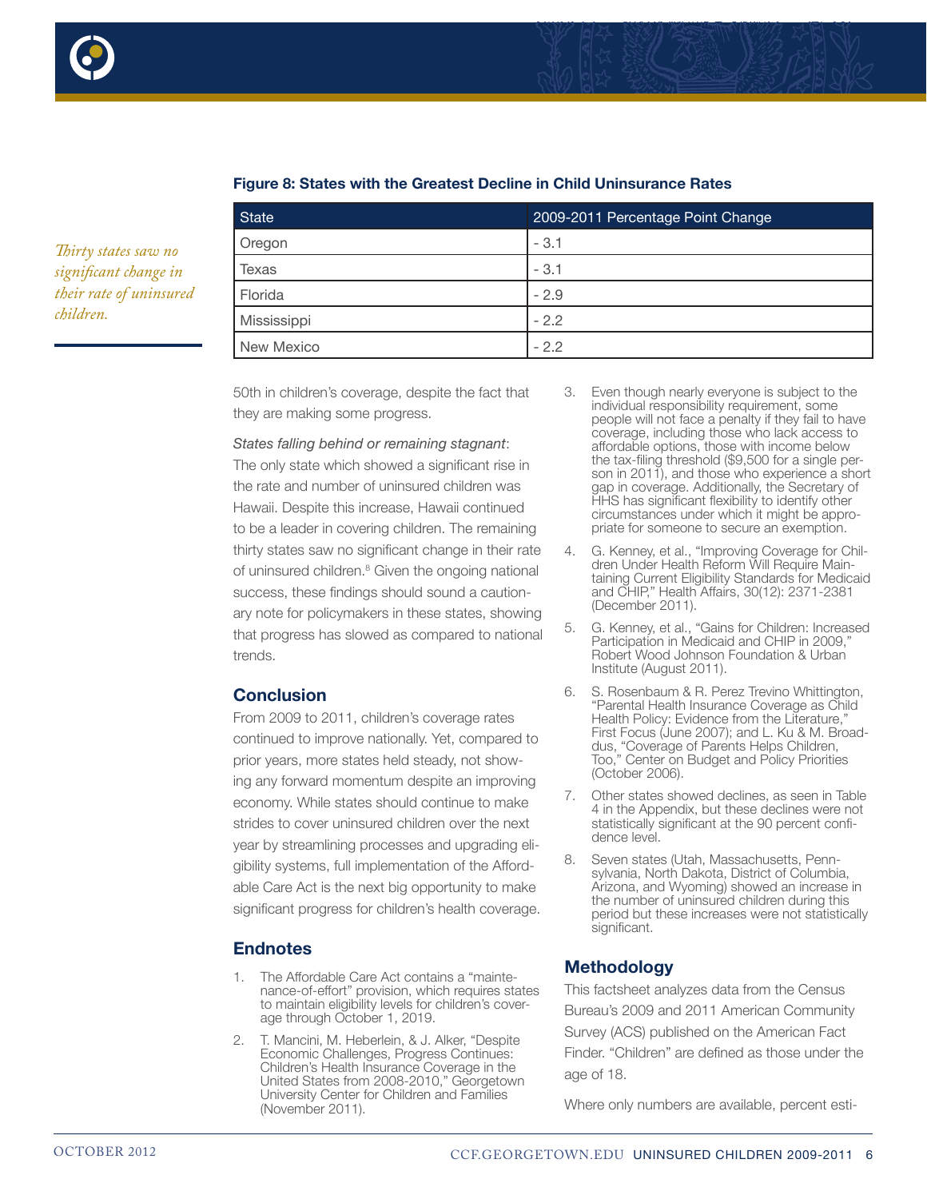**Figure 8: States with the Greatest Decline in Child Uninsurance Rates**

| State | 2009-2011 Percentage Point Change |
| --- | --- |
| Oregon | - 3.1 |
| Texas | - 3.1 |
| Florida | - 2.9 |
| Mississippi | - 2.2 |
| New Mexico | - 2.2 |

*Thirty states saw no significant change in their rate of uninsured children.*

50th in children's coverage, despite the fact that they are making some progress.

*States falling behind or remaining stagnant*:
The only state which showed a significant rise in the rate and number of uninsured children was Hawaii. Despite this increase, Hawaii continued to be a leader in covering children. The remaining thirty states saw no significant change in their rate of uninsured children.[8] Given the ongoing national success, these findings should sound a cautionary note for policymakers in these states, showing that progress has slowed as compared to national trends.

## Conclusion

From 2009 to 2011, children's coverage rates continued to improve nationally. Yet, compared to prior years, more states held steady, not showing any forward momentum despite an improving economy. While states should continue to make strides to cover uninsured children over the next year by streamlining processes and upgrading eligibility systems, full implementation of the Affordable Care Act is the next big opportunity to make significant progress for children's health coverage.

## Endnotes

1. The Affordable Care Act contains a "maintenance-of-effort" provision, which requires states to maintain eligibility levels for children's coverage through October 1, 2019.
2. T. Mancini, M. Heberlein, & J. Alker, "Despite Economic Challenges, Progress Continues: Children's Health Insurance Coverage in the United States from 2008-2010," Georgetown University Center for Children and Families (November 2011).
3. Even though nearly everyone is subject to the individual responsibility requirement, some people will not face a penalty if they fail to have coverage, including those who lack access to affordable options, those with income below the tax-filing threshold ($9,500 for a single person in 2011), and those who experience a short gap in coverage. Additionally, the Secretary of HHS has significant flexibility to identify other circumstances under which it might be appropriate for someone to secure an exemption.
4. G. Kenney, et al., "Improving Coverage for Children Under Health Reform Will Require Maintaining Current Eligibility Standards for Medicaid and CHIP," Health Affairs, 30(12): 2371-2381 (December 2011).
5. G. Kenney, et al., "Gains for Children: Increased Participation in Medicaid and CHIP in 2009," Robert Wood Johnson Foundation & Urban Institute (August 2011).
6. S. Rosenbaum & R. Perez Trevino Whittington, "Parental Health Insurance Coverage as Child Health Policy: Evidence from the Literature," First Focus (June 2007); and L. Ku & M. Broaddus, "Coverage of Parents Helps Children, Too," Center on Budget and Policy Priorities (October 2006).
7. Other states showed declines, as seen in Table 4 in the Appendix, but these declines were not statistically significant at the 90 percent confidence level.
8. Seven states (Utah, Massachusetts, Pennsylvania, North Dakota, District of Columbia, Arizona, and Wyoming) showed an increase in the number of uninsured children during this period but these increases were not statistically significant.

## Methodology

This factsheet analyzes data from the Census Bureau's 2009 and 2011 American Community Survey (ACS) published on the American Fact Finder. "Children" are defined as those under the age of 18.

Where only numbers are available, percent esti-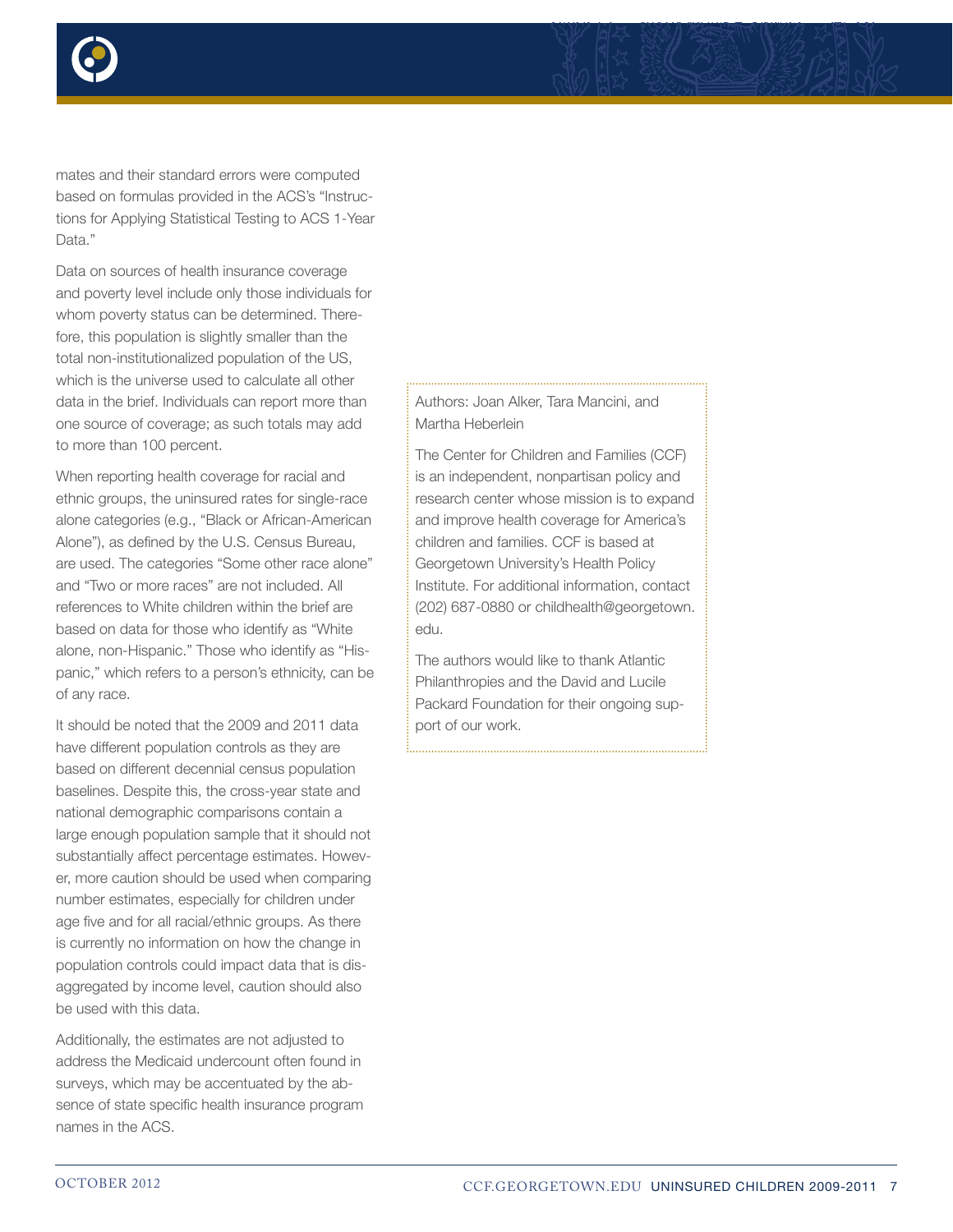mates and their standard errors were computed based on formulas provided in the ACS's "Instructions for Applying Statistical Testing to ACS 1-Year Data."

Data on sources of health insurance coverage and poverty level include only those individuals for whom poverty status can be determined. Therefore, this population is slightly smaller than the total non-institutionalized population of the US, which is the universe used to calculate all other data in the brief. Individuals can report more than one source of coverage; as such totals may add to more than 100 percent.

When reporting health coverage for racial and ethnic groups, the uninsured rates for single-race alone categories (e.g., "Black or African-American Alone"), as defined by the U.S. Census Bureau, are used. The categories "Some other race alone" and "Two or more races" are not included. All references to White children within the brief are based on data for those who identify as "White alone, non-Hispanic." Those who identify as "Hispanic," which refers to a person's ethnicity, can be of any race.

It should be noted that the 2009 and 2011 data have different population controls as they are based on different decennial census population baselines. Despite this, the cross-year state and national demographic comparisons contain a large enough population sample that it should not substantially affect percentage estimates. However, more caution should be used when comparing number estimates, especially for children under age five and for all racial/ethnic groups. As there is currently no information on how the change in population controls could impact data that is disaggregated by income level, caution should also be used with this data.

Additionally, the estimates are not adjusted to address the Medicaid undercount often found in surveys, which may be accentuated by the absence of state specific health insurance program names in the ACS.

Authors: Joan Alker, Tara Mancini, and Martha Heberlein

The Center for Children and Families (CCF) is an independent, nonpartisan policy and research center whose mission is to expand and improve health coverage for America's children and families. CCF is based at Georgetown University's Health Policy Institute. For additional information, contact (202) 687-0880 or childhealth@georgetown.edu.

The authors would like to thank Atlantic Philanthropies and the David and Lucile Packard Foundation for their ongoing support of our work.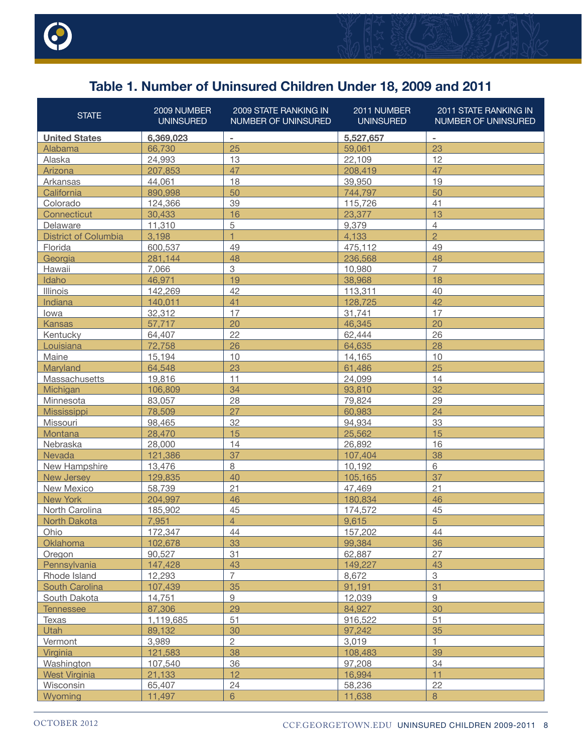## Table 1. Number of Uninsured Children Under 18, 2009 and 2011

| STATE | 2009 NUMBER UNINSURED | 2009 STATE RANKING IN NUMBER OF UNINSURED | 2011 NUMBER UNINSURED | 2011 STATE RANKING IN NUMBER OF UNINSURED |
|---|---|---|---|---|
| **United States** | **6,369,023** | - | **5,527,657** | - |
| Alabama | 66,730 | 25 | 59,061 | 23 |
| Alaska | 24,993 | 13 | 22,109 | 12 |
| Arizona | 207,853 | 47 | 208,419 | 47 |
| Arkansas | 44,061 | 18 | 39,950 | 19 |
| California | 890,998 | 50 | 744,797 | 50 |
| Colorado | 124,366 | 39 | 115,726 | 41 |
| Connecticut | 30,433 | 16 | 23,377 | 13 |
| Delaware | 11,310 | 5 | 9,379 | 4 |
| District of Columbia | 3,198 | 1 | 4,133 | 2 |
| Florida | 600,537 | 49 | 475,112 | 49 |
| Georgia | 281,144 | 48 | 236,568 | 48 |
| Hawaii | 7,066 | 3 | 10,980 | 7 |
| Idaho | 46,971 | 19 | 38,968 | 18 |
| Illinois | 142,269 | 42 | 113,311 | 40 |
| Indiana | 140,011 | 41 | 128,725 | 42 |
| Iowa | 32,312 | 17 | 31,741 | 17 |
| Kansas | 57,717 | 20 | 46,345 | 20 |
| Kentucky | 64,407 | 22 | 62,444 | 26 |
| Louisiana | 72,758 | 26 | 64,635 | 28 |
| Maine | 15,194 | 10 | 14,165 | 10 |
| Maryland | 64,548 | 23 | 61,486 | 25 |
| Massachusetts | 19,816 | 11 | 24,099 | 14 |
| Michigan | 106,809 | 34 | 93,810 | 32 |
| Minnesota | 83,057 | 28 | 79,824 | 29 |
| Mississippi | 78,509 | 27 | 60,983 | 24 |
| Missouri | 98,465 | 32 | 94,934 | 33 |
| Montana | 28,470 | 15 | 25,562 | 15 |
| Nebraska | 28,000 | 14 | 26,892 | 16 |
| Nevada | 121,386 | 37 | 107,404 | 38 |
| New Hampshire | 13,476 | 8 | 10,192 | 6 |
| New Jersey | 129,835 | 40 | 105,165 | 37 |
| New Mexico | 58,739 | 21 | 47,469 | 21 |
| New York | 204,997 | 46 | 180,834 | 46 |
| North Carolina | 185,902 | 45 | 174,572 | 45 |
| North Dakota | 7,951 | 4 | 9,615 | 5 |
| Ohio | 172,347 | 44 | 157,202 | 44 |
| Oklahoma | 102,678 | 33 | 99,384 | 36 |
| Oregon | 90,527 | 31 | 62,887 | 27 |
| Pennsylvania | 147,428 | 43 | 149,227 | 43 |
| Rhode Island | 12,293 | 7 | 8,672 | 3 |
| South Carolina | 107,439 | 35 | 91,191 | 31 |
| South Dakota | 14,751 | 9 | 12,039 | 9 |
| Tennessee | 87,306 | 29 | 84,927 | 30 |
| Texas | 1,119,685 | 51 | 916,522 | 51 |
| Utah | 89,132 | 30 | 97,242 | 35 |
| Vermont | 3,989 | 2 | 3,019 | 1 |
| Virginia | 121,583 | 38 | 108,483 | 39 |
| Washington | 107,540 | 36 | 97,208 | 34 |
| West Virginia | 21,133 | 12 | 16,994 | 11 |
| Wisconsin | 65,407 | 24 | 58,236 | 22 |
| Wyoming | 11,497 | 6 | 11,638 | 8 |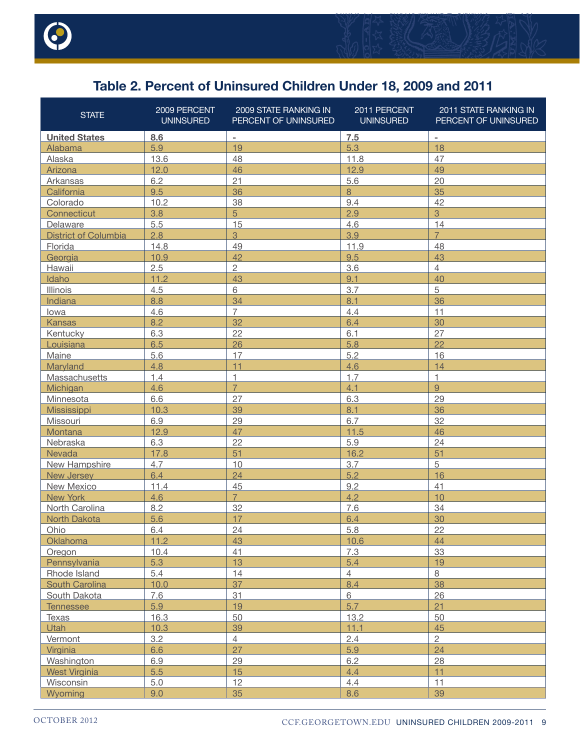## Table 2. Percent of Uninsured Children Under 18, 2009 and 2011

| STATE | 2009 PERCENT UNINSURED | 2009 STATE RANKING IN PERCENT OF UNINSURED | 2011 PERCENT UNINSURED | 2011 STATE RANKING IN PERCENT OF UNINSURED |
|---|---|---|---|---|
| **United States** | **8.6** | - | **7.5** | - |
| Alabama | 5.9 | 19 | 5.3 | 18 |
| Alaska | 13.6 | 48 | 11.8 | 47 |
| Arizona | 12.0 | 46 | 12.9 | 49 |
| Arkansas | 6.2 | 21 | 5.6 | 20 |
| California | 9.5 | 36 | 8 | 35 |
| Colorado | 10.2 | 38 | 9.4 | 42 |
| Connecticut | 3.8 | 5 | 2.9 | 3 |
| Delaware | 5.5 | 15 | 4.6 | 14 |
| District of Columbia | 2.8 | 3 | 3.9 | 7 |
| Florida | 14.8 | 49 | 11.9 | 48 |
| Georgia | 10.9 | 42 | 9.5 | 43 |
| Hawaii | 2.5 | 2 | 3.6 | 4 |
| Idaho | 11.2 | 43 | 9.1 | 40 |
| Illinois | 4.5 | 6 | 3.7 | 5 |
| Indiana | 8.8 | 34 | 8.1 | 36 |
| Iowa | 4.6 | 7 | 4.4 | 11 |
| Kansas | 8.2 | 32 | 6.4 | 30 |
| Kentucky | 6.3 | 22 | 6.1 | 27 |
| Louisiana | 6.5 | 26 | 5.8 | 22 |
| Maine | 5.6 | 17 | 5.2 | 16 |
| Maryland | 4.8 | 11 | 4.6 | 14 |
| Massachusetts | 1.4 | 1 | 1.7 | 1 |
| Michigan | 4.6 | 7 | 4.1 | 9 |
| Minnesota | 6.6 | 27 | 6.3 | 29 |
| Mississippi | 10.3 | 39 | 8.1 | 36 |
| Missouri | 6.9 | 29 | 6.7 | 32 |
| Montana | 12.9 | 47 | 11.5 | 46 |
| Nebraska | 6.3 | 22 | 5.9 | 24 |
| Nevada | 17.8 | 51 | 16.2 | 51 |
| New Hampshire | 4.7 | 10 | 3.7 | 5 |
| New Jersey | 6.4 | 24 | 5.2 | 16 |
| New Mexico | 11.4 | 45 | 9.2 | 41 |
| New York | 4.6 | 7 | 4.2 | 10 |
| North Carolina | 8.2 | 32 | 7.6 | 34 |
| North Dakota | 5.6 | 17 | 6.4 | 30 |
| Ohio | 6.4 | 24 | 5.8 | 22 |
| Oklahoma | 11.2 | 43 | 10.6 | 44 |
| Oregon | 10.4 | 41 | 7.3 | 33 |
| Pennsylvania | 5.3 | 13 | 5.4 | 19 |
| Rhode Island | 5.4 | 14 | 4 | 8 |
| South Carolina | 10.0 | 37 | 8.4 | 38 |
| South Dakota | 7.6 | 31 | 6 | 26 |
| Tennessee | 5.9 | 19 | 5.7 | 21 |
| Texas | 16.3 | 50 | 13.2 | 50 |
| Utah | 10.3 | 39 | 11.1 | 45 |
| Vermont | 3.2 | 4 | 2.4 | 2 |
| Virginia | 6.6 | 27 | 5.9 | 24 |
| Washington | 6.9 | 29 | 6.2 | 28 |
| West Virginia | 5.5 | 15 | 4.4 | 11 |
| Wisconsin | 5.0 | 12 | 4.4 | 11 |
| Wyoming | 9.0 | 35 | 8.6 | 39 |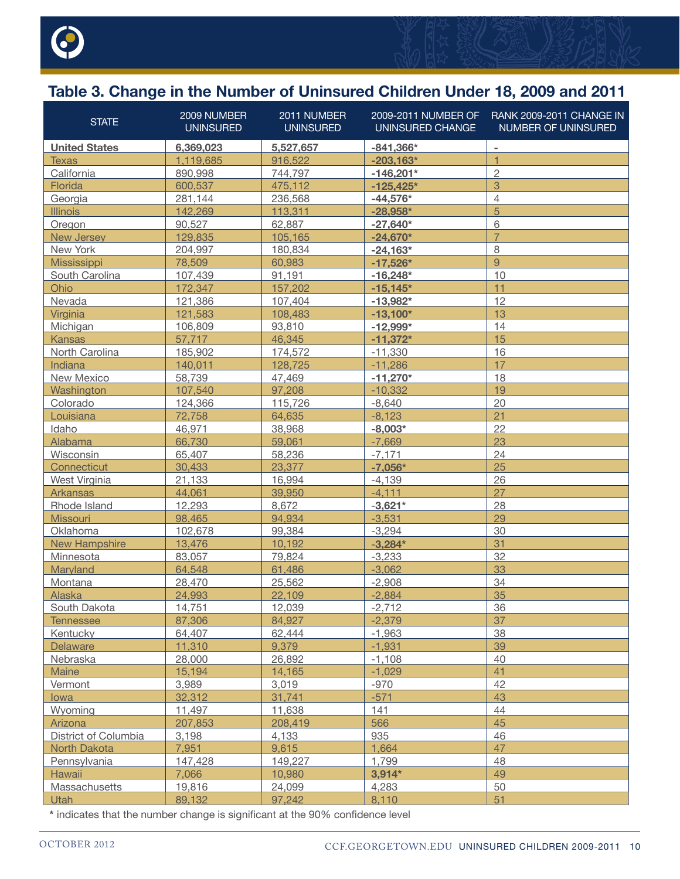## Table 3. Change in the Number of Uninsured Children Under 18, 2009 and 2011

| STATE | 2009 NUMBER UNINSURED | 2011 NUMBER UNINSURED | 2009-2011 NUMBER OF UNINSURED CHANGE | RANK 2009-2011 CHANGE IN NUMBER OF UNINSURED |
|---|---|---|---|---|
| **United States** | **6,369,023** | **5,527,657** | **-841,366*** | - |
| Texas | 1,119,685 | 916,522 | **-203,163*** | 1 |
| California | 890,998 | 744,797 | **-146,201*** | 2 |
| Florida | 600,537 | 475,112 | **-125,425*** | 3 |
| Georgia | 281,144 | 236,568 | **-44,576*** | 4 |
| Illinois | 142,269 | 113,311 | **-28,958*** | 5 |
| Oregon | 90,527 | 62,887 | **-27,640*** | 6 |
| New Jersey | 129,835 | 105,165 | **-24,670*** | 7 |
| New York | 204,997 | 180,834 | **-24,163*** | 8 |
| Mississippi | 78,509 | 60,983 | **-17,526*** | 9 |
| South Carolina | 107,439 | 91,191 | **-16,248*** | 10 |
| Ohio | 172,347 | 157,202 | **-15,145*** | 11 |
| Nevada | 121,386 | 107,404 | **-13,982*** | 12 |
| Virginia | 121,583 | 108,483 | **-13,100*** | 13 |
| Michigan | 106,809 | 93,810 | **-12,999*** | 14 |
| Kansas | 57,717 | 46,345 | **-11,372*** | 15 |
| North Carolina | 185,902 | 174,572 | -11,330 | 16 |
| Indiana | 140,011 | 128,725 | -11,286 | 17 |
| New Mexico | 58,739 | 47,469 | **-11,270*** | 18 |
| Washington | 107,540 | 97,208 | -10,332 | 19 |
| Colorado | 124,366 | 115,726 | -8,640 | 20 |
| Louisiana | 72,758 | 64,635 | -8,123 | 21 |
| Idaho | 46,971 | 38,968 | **-8,003*** | 22 |
| Alabama | 66,730 | 59,061 | -7,669 | 23 |
| Wisconsin | 65,407 | 58,236 | -7,171 | 24 |
| Connecticut | 30,433 | 23,377 | **-7,056*** | 25 |
| West Virginia | 21,133 | 16,994 | -4,139 | 26 |
| Arkansas | 44,061 | 39,950 | -4,111 | 27 |
| Rhode Island | 12,293 | 8,672 | **-3,621*** | 28 |
| Missouri | 98,465 | 94,934 | -3,531 | 29 |
| Oklahoma | 102,678 | 99,384 | -3,294 | 30 |
| New Hampshire | 13,476 | 10,192 | **-3,284*** | 31 |
| Minnesota | 83,057 | 79,824 | -3,233 | 32 |
| Maryland | 64,548 | 61,486 | -3,062 | 33 |
| Montana | 28,470 | 25,562 | -2,908 | 34 |
| Alaska | 24,993 | 22,109 | -2,884 | 35 |
| South Dakota | 14,751 | 12,039 | -2,712 | 36 |
| Tennessee | 87,306 | 84,927 | -2,379 | 37 |
| Kentucky | 64,407 | 62,444 | -1,963 | 38 |
| Delaware | 11,310 | 9,379 | -1,931 | 39 |
| Nebraska | 28,000 | 26,892 | -1,108 | 40 |
| Maine | 15,194 | 14,165 | -1,029 | 41 |
| Vermont | 3,989 | 3,019 | -970 | 42 |
| Iowa | 32,312 | 31,741 | -571 | 43 |
| Wyoming | 11,497 | 11,638 | 141 | 44 |
| Arizona | 207,853 | 208,419 | 566 | 45 |
| District of Columbia | 3,198 | 4,133 | 935 | 46 |
| North Dakota | 7,951 | 9,615 | 1,664 | 47 |
| Pennsylvania | 147,428 | 149,227 | 1,799 | 48 |
| Hawaii | 7,066 | 10,980 | **3,914*** | 49 |
| Massachusetts | 19,816 | 24,099 | 4,283 | 50 |
| Utah | 89,132 | 97,242 | 8,110 | 51 |

* indicates that the number change is significant at the 90% confidence level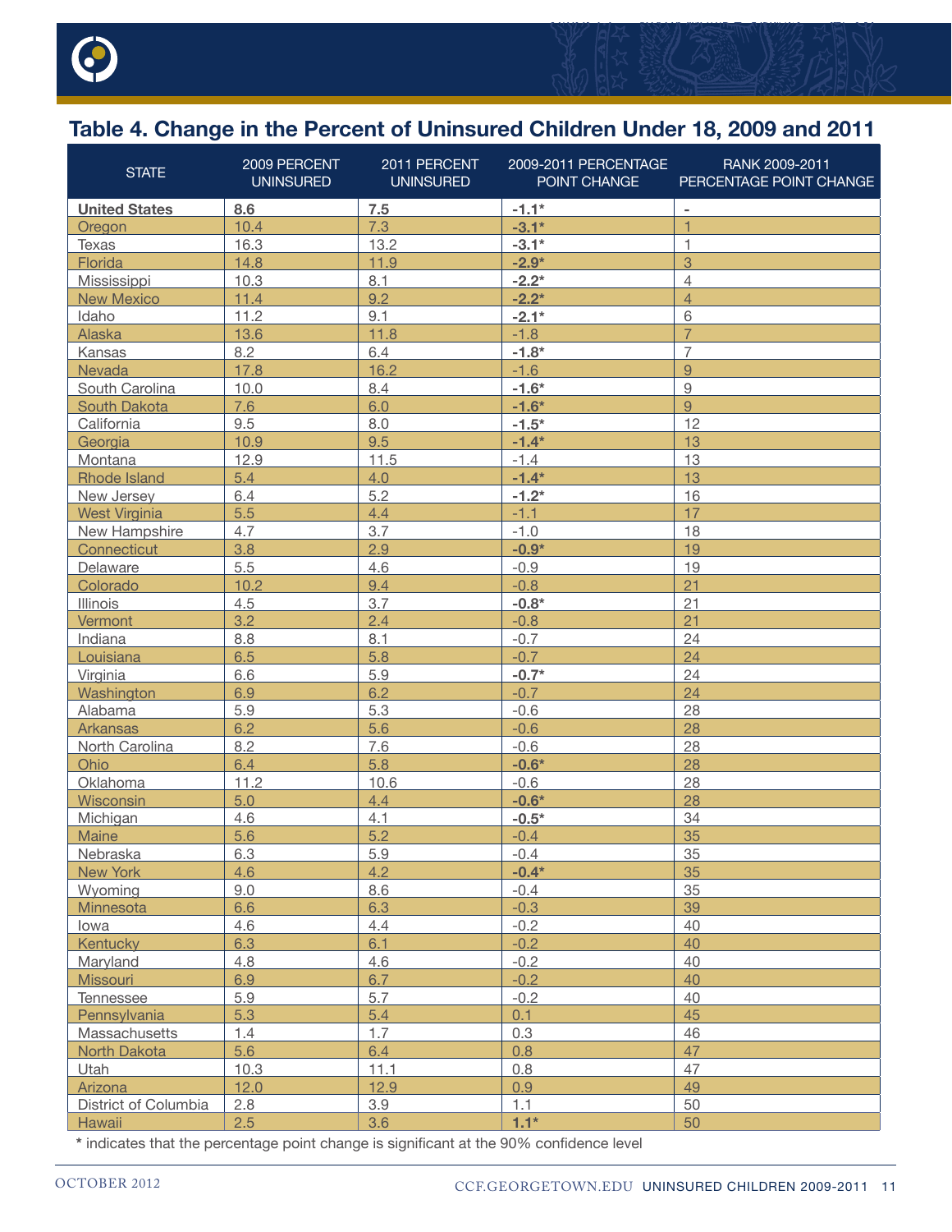## Table 4. Change in the Percent of Uninsured Children Under 18, 2009 and 2011

| STATE | 2009 PERCENT UNINSURED | 2011 PERCENT UNINSURED | 2009-2011 PERCENTAGE POINT CHANGE | RANK 2009-2011 PERCENTAGE POINT CHANGE |
|---|---|---|---|---|
| **United States** | **8.6** | **7.5** | **-1.1*** | - |
| Oregon | 10.4 | 7.3 | **-3.1*** | 1 |
| Texas | 16.3 | 13.2 | **-3.1*** | 1 |
| Florida | 14.8 | 11.9 | **-2.9*** | 3 |
| Mississippi | 10.3 | 8.1 | **-2.2*** | 4 |
| New Mexico | 11.4 | 9.2 | **-2.2*** | 4 |
| Idaho | 11.2 | 9.1 | **-2.1*** | 6 |
| Alaska | 13.6 | 11.8 | -1.8 | 7 |
| Kansas | 8.2 | 6.4 | **-1.8*** | 7 |
| Nevada | 17.8 | 16.2 | -1.6 | 9 |
| South Carolina | 10.0 | 8.4 | **-1.6*** | 9 |
| South Dakota | 7.6 | 6.0 | **-1.6*** | 9 |
| California | 9.5 | 8.0 | **-1.5*** | 12 |
| Georgia | 10.9 | 9.5 | **-1.4*** | 13 |
| Montana | 12.9 | 11.5 | -1.4 | 13 |
| Rhode Island | 5.4 | 4.0 | **-1.4*** | 13 |
| New Jersey | 6.4 | 5.2 | **-1.2*** | 16 |
| West Virginia | 5.5 | 4.4 | -1.1 | 17 |
| New Hampshire | 4.7 | 3.7 | -1.0 | 18 |
| Connecticut | 3.8 | 2.9 | **-0.9*** | 19 |
| Delaware | 5.5 | 4.6 | -0.9 | 19 |
| Colorado | 10.2 | 9.4 | -0.8 | 21 |
| Illinois | 4.5 | 3.7 | **-0.8*** | 21 |
| Vermont | 3.2 | 2.4 | -0.8 | 21 |
| Indiana | 8.8 | 8.1 | -0.7 | 24 |
| Louisiana | 6.5 | 5.8 | -0.7 | 24 |
| Virginia | 6.6 | 5.9 | **-0.7*** | 24 |
| Washington | 6.9 | 6.2 | -0.7 | 24 |
| Alabama | 5.9 | 5.3 | -0.6 | 28 |
| Arkansas | 6.2 | 5.6 | -0.6 | 28 |
| North Carolina | 8.2 | 7.6 | -0.6 | 28 |
| Ohio | 6.4 | 5.8 | **-0.6*** | 28 |
| Oklahoma | 11.2 | 10.6 | -0.6 | 28 |
| Wisconsin | 5.0 | 4.4 | **-0.6*** | 28 |
| Michigan | 4.6 | 4.1 | **-0.5*** | 34 |
| Maine | 5.6 | 5.2 | -0.4 | 35 |
| Nebraska | 6.3 | 5.9 | -0.4 | 35 |
| New York | 4.6 | 4.2 | **-0.4*** | 35 |
| Wyoming | 9.0 | 8.6 | -0.4 | 35 |
| Minnesota | 6.6 | 6.3 | -0.3 | 39 |
| Iowa | 4.6 | 4.4 | -0.2 | 40 |
| Kentucky | 6.3 | 6.1 | -0.2 | 40 |
| Maryland | 4.8 | 4.6 | -0.2 | 40 |
| Missouri | 6.9 | 6.7 | -0.2 | 40 |
| Tennessee | 5.9 | 5.7 | -0.2 | 40 |
| Pennsylvania | 5.3 | 5.4 | 0.1 | 45 |
| Massachusetts | 1.4 | 1.7 | 0.3 | 46 |
| North Dakota | 5.6 | 6.4 | 0.8 | 47 |
| Utah | 10.3 | 11.1 | 0.8 | 47 |
| Arizona | 12.0 | 12.9 | 0.9 | 49 |
| District of Columbia | 2.8 | 3.9 | 1.1 | 50 |
| Hawaii | 2.5 | 3.6 | **1.1*** | 50 |

* indicates that the percentage point change is significant at the 90% confidence level